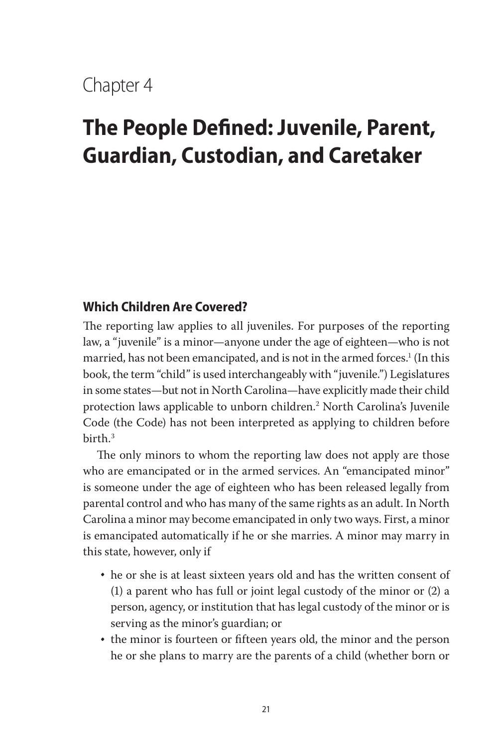Chapter 4

# The People Defined: Juvenile, Parent, Guardian, Custodian, and Caretaker

## Which Children Are Covered?

The reporting law applies to all juveniles. For purposes of the reporting law, a "juvenile" is a minor—anyone under the age of eighteen—who is not married, has not been emancipated, and is not in the armed forces.[1] (In this book, the term "child" is used interchangeably with "juvenile.") Legislatures in some states—but not in North Carolina—have explicitly made their child protection laws applicable to unborn children.[2] North Carolina's Juvenile Code (the Code) has not been interpreted as applying to children before birth.[3]

The only minors to whom the reporting law does not apply are those who are emancipated or in the armed services. An "emancipated minor" is someone under the age of eighteen who has been released legally from parental control and who has many of the same rights as an adult. In North Carolina a minor may become emancipated in only two ways. First, a minor is emancipated automatically if he or she marries. A minor may marry in this state, however, only if

- he or she is at least sixteen years old and has the written consent of (1) a parent who has full or joint legal custody of the minor or (2) a person, agency, or institution that has legal custody of the minor or is serving as the minor's guardian; or
- the minor is fourteen or fifteen years old, the minor and the person he or she plans to marry are the parents of a child (whether born or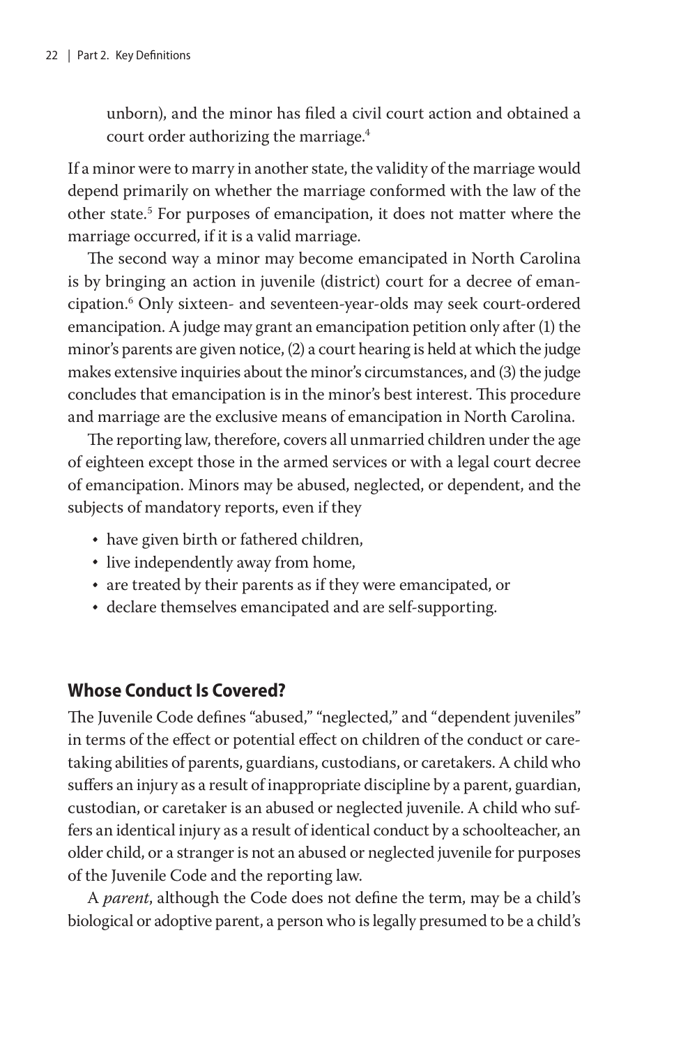unborn), and the minor has filed a civil court action and obtained a court order authorizing the marriage.[4]

If a minor were to marry in another state, the validity of the marriage would depend primarily on whether the marriage conformed with the law of the other state.[5] For purposes of emancipation, it does not matter where the marriage occurred, if it is a valid marriage.

The second way a minor may become emancipated in North Carolina is by bringing an action in juvenile (district) court for a decree of emancipation.[6] Only sixteen- and seventeen-year-olds may seek court-ordered emancipation. A judge may grant an emancipation petition only after (1) the minor's parents are given notice, (2) a court hearing is held at which the judge makes extensive inquiries about the minor's circumstances, and (3) the judge concludes that emancipation is in the minor's best interest. This procedure and marriage are the exclusive means of emancipation in North Carolina.

The reporting law, therefore, covers all unmarried children under the age of eighteen except those in the armed services or with a legal court decree of emancipation. Minors may be abused, neglected, or dependent, and the subjects of mandatory reports, even if they

- have given birth or fathered children,
- live independently away from home,
- are treated by their parents as if they were emancipated, or
- declare themselves emancipated and are self-supporting.

## Whose Conduct Is Covered?

The Juvenile Code defines "abused," "neglected," and "dependent juveniles" in terms of the effect or potential effect on children of the conduct or caretaking abilities of parents, guardians, custodians, or caretakers. A child who suffers an injury as a result of inappropriate discipline by a parent, guardian, custodian, or caretaker is an abused or neglected juvenile. A child who suffers an identical injury as a result of identical conduct by a schoolteacher, an older child, or a stranger is not an abused or neglected juvenile for purposes of the Juvenile Code and the reporting law.

A *parent*, although the Code does not define the term, may be a child's biological or adoptive parent, a person who is legally presumed to be a child's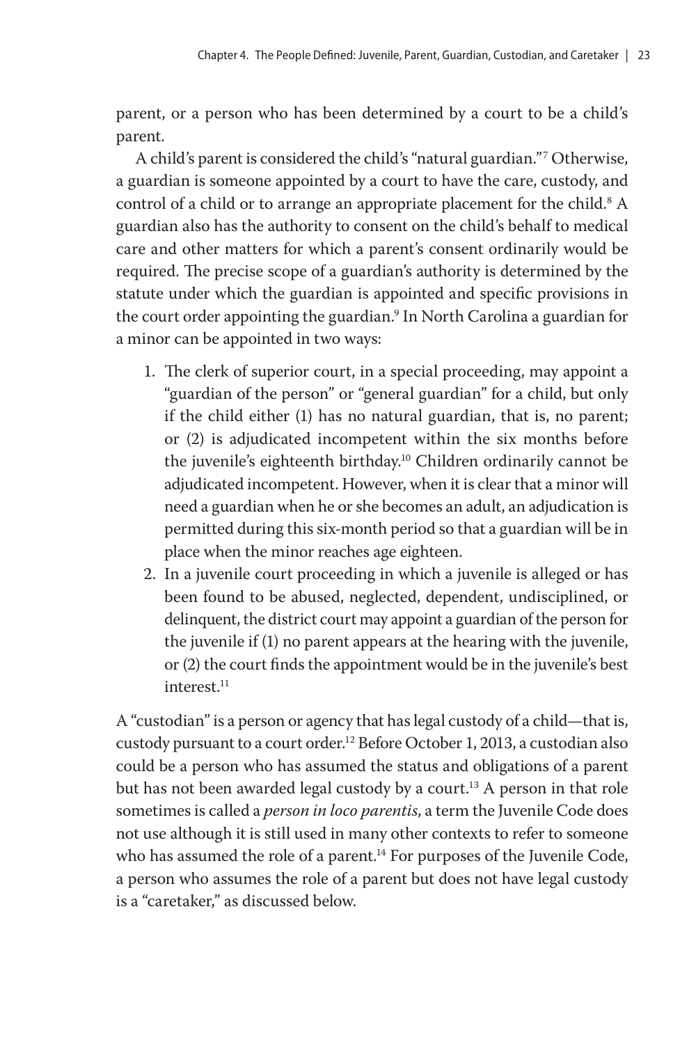parent, or a person who has been determined by a court to be a child's parent.

A child's parent is considered the child's "natural guardian."[7] Otherwise, a guardian is someone appointed by a court to have the care, custody, and control of a child or to arrange an appropriate placement for the child.[8] A guardian also has the authority to consent on the child's behalf to medical care and other matters for which a parent's consent ordinarily would be required. The precise scope of a guardian's authority is determined by the statute under which the guardian is appointed and specific provisions in the court order appointing the guardian.[9] In North Carolina a guardian for a minor can be appointed in two ways:

1. The clerk of superior court, in a special proceeding, may appoint a "guardian of the person" or "general guardian" for a child, but only if the child either (1) has no natural guardian, that is, no parent; or (2) is adjudicated incompetent within the six months before the juvenile's eighteenth birthday.[10] Children ordinarily cannot be adjudicated incompetent. However, when it is clear that a minor will need a guardian when he or she becomes an adult, an adjudication is permitted during this six-month period so that a guardian will be in place when the minor reaches age eighteen.
2. In a juvenile court proceeding in which a juvenile is alleged or has been found to be abused, neglected, dependent, undisciplined, or delinquent, the district court may appoint a guardian of the person for the juvenile if (1) no parent appears at the hearing with the juvenile, or (2) the court finds the appointment would be in the juvenile's best interest.[11]

A "custodian" is a person or agency that has legal custody of a child—that is, custody pursuant to a court order.[12] Before October 1, 2013, a custodian also could be a person who has assumed the status and obligations of a parent but has not been awarded legal custody by a court.[13] A person in that role sometimes is called a *person in loco parentis*, a term the Juvenile Code does not use although it is still used in many other contexts to refer to someone who has assumed the role of a parent.[14] For purposes of the Juvenile Code, a person who assumes the role of a parent but does not have legal custody is a "caretaker," as discussed below.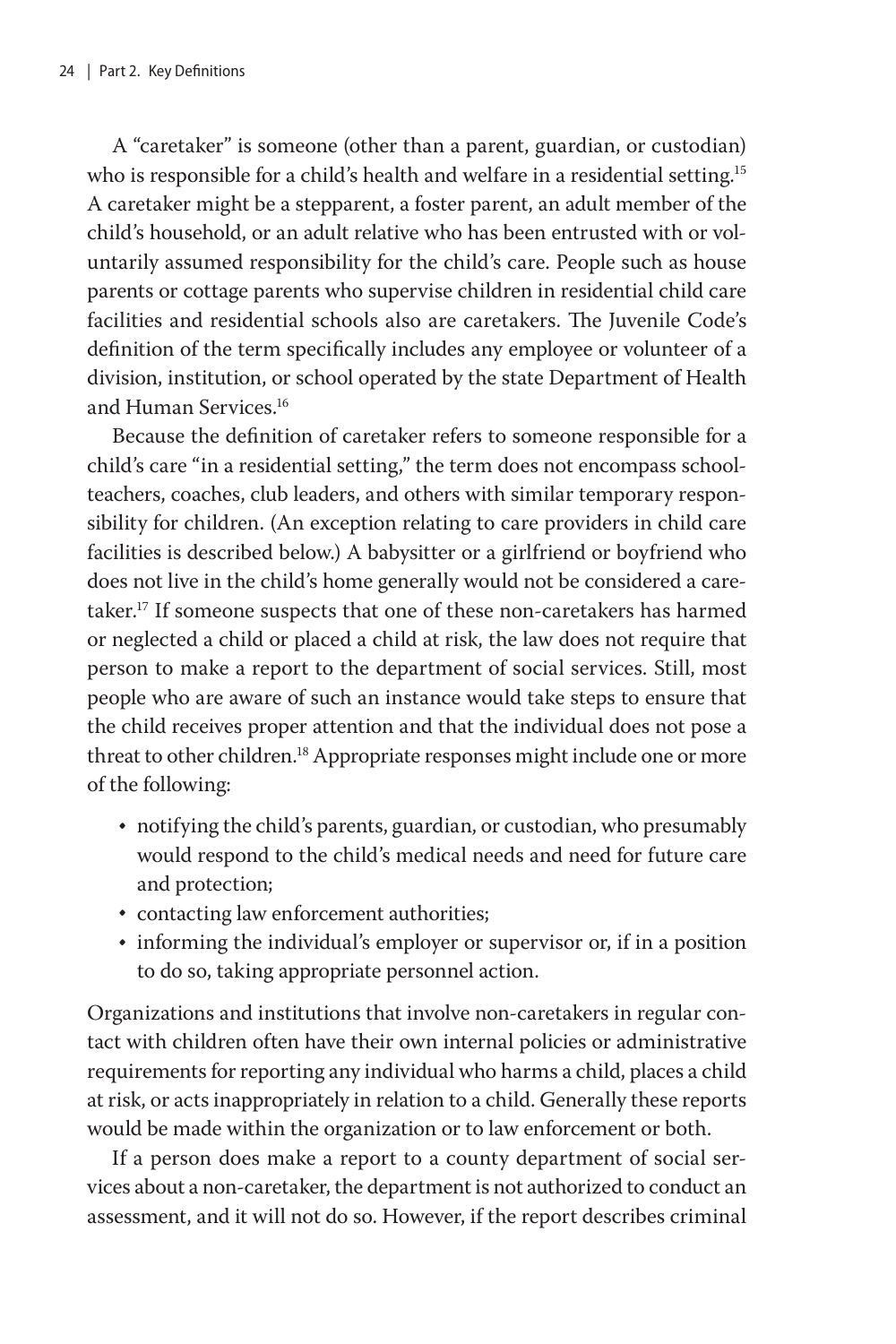A “caretaker” is someone (other than a parent, guardian, or custodian) who is responsible for a child’s health and welfare in a residential setting.[15] A caretaker might be a stepparent, a foster parent, an adult member of the child’s household, or an adult relative who has been entrusted with or voluntarily assumed responsibility for the child’s care. People such as house parents or cottage parents who supervise children in residential child care facilities and residential schools also are caretakers. The Juvenile Code’s definition of the term specifically includes any employee or volunteer of a division, institution, or school operated by the state Department of Health and Human Services.[16]

Because the definition of caretaker refers to someone responsible for a child’s care “in a residential setting,” the term does not encompass schoolteachers, coaches, club leaders, and others with similar temporary responsibility for children. (An exception relating to care providers in child care facilities is described below.) A babysitter or a girlfriend or boyfriend who does not live in the child’s home generally would not be considered a caretaker.[17] If someone suspects that one of these non-caretakers has harmed or neglected a child or placed a child at risk, the law does not require that person to make a report to the department of social services. Still, most people who are aware of such an instance would take steps to ensure that the child receives proper attention and that the individual does not pose a threat to other children.[18] Appropriate responses might include one or more of the following:

- notifying the child’s parents, guardian, or custodian, who presumably would respond to the child’s medical needs and need for future care and protection;
- contacting law enforcement authorities;
- informing the individual’s employer or supervisor or, if in a position to do so, taking appropriate personnel action.

Organizations and institutions that involve non-caretakers in regular contact with children often have their own internal policies or administrative requirements for reporting any individual who harms a child, places a child at risk, or acts inappropriately in relation to a child. Generally these reports would be made within the organization or to law enforcement or both.

If a person does make a report to a county department of social services about a non-caretaker, the department is not authorized to conduct an assessment, and it will not do so. However, if the report describes criminal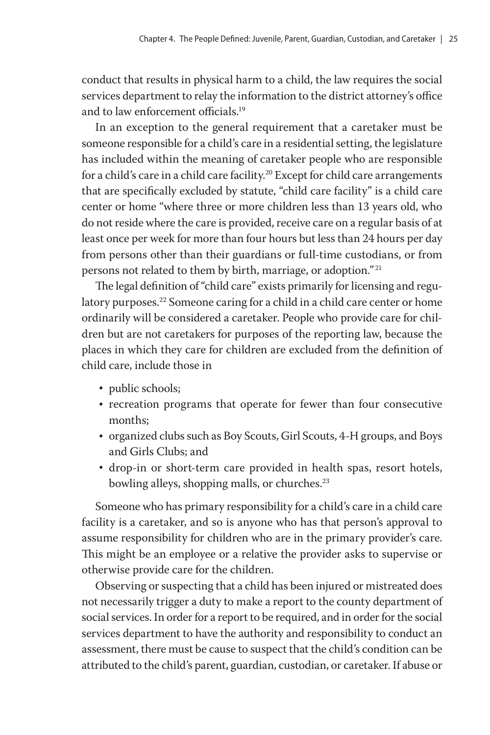conduct that results in physical harm to a child, the law requires the social services department to relay the information to the district attorney's office and to law enforcement officials.[19]

In an exception to the general requirement that a caretaker must be someone responsible for a child's care in a residential setting, the legislature has included within the meaning of caretaker people who are responsible for a child's care in a child care facility.[20] Except for child care arrangements that are specifically excluded by statute, "child care facility" is a child care center or home "where three or more children less than 13 years old, who do not reside where the care is provided, receive care on a regular basis of at least once per week for more than four hours but less than 24 hours per day from persons other than their guardians or full-time custodians, or from persons not related to them by birth, marriage, or adoption."[21]

The legal definition of "child care" exists primarily for licensing and regulatory purposes.[22] Someone caring for a child in a child care center or home ordinarily will be considered a caretaker. People who provide care for children but are not caretakers for purposes of the reporting law, because the places in which they care for children are excluded from the definition of child care, include those in

- public schools;
- recreation programs that operate for fewer than four consecutive months;
- organized clubs such as Boy Scouts, Girl Scouts, 4-H groups, and Boys and Girls Clubs; and
- drop-in or short-term care provided in health spas, resort hotels, bowling alleys, shopping malls, or churches.[23]

Someone who has primary responsibility for a child's care in a child care facility is a caretaker, and so is anyone who has that person's approval to assume responsibility for children who are in the primary provider's care. This might be an employee or a relative the provider asks to supervise or otherwise provide care for the children.

Observing or suspecting that a child has been injured or mistreated does not necessarily trigger a duty to make a report to the county department of social services. In order for a report to be required, and in order for the social services department to have the authority and responsibility to conduct an assessment, there must be cause to suspect that the child's condition can be attributed to the child's parent, guardian, custodian, or caretaker. If abuse or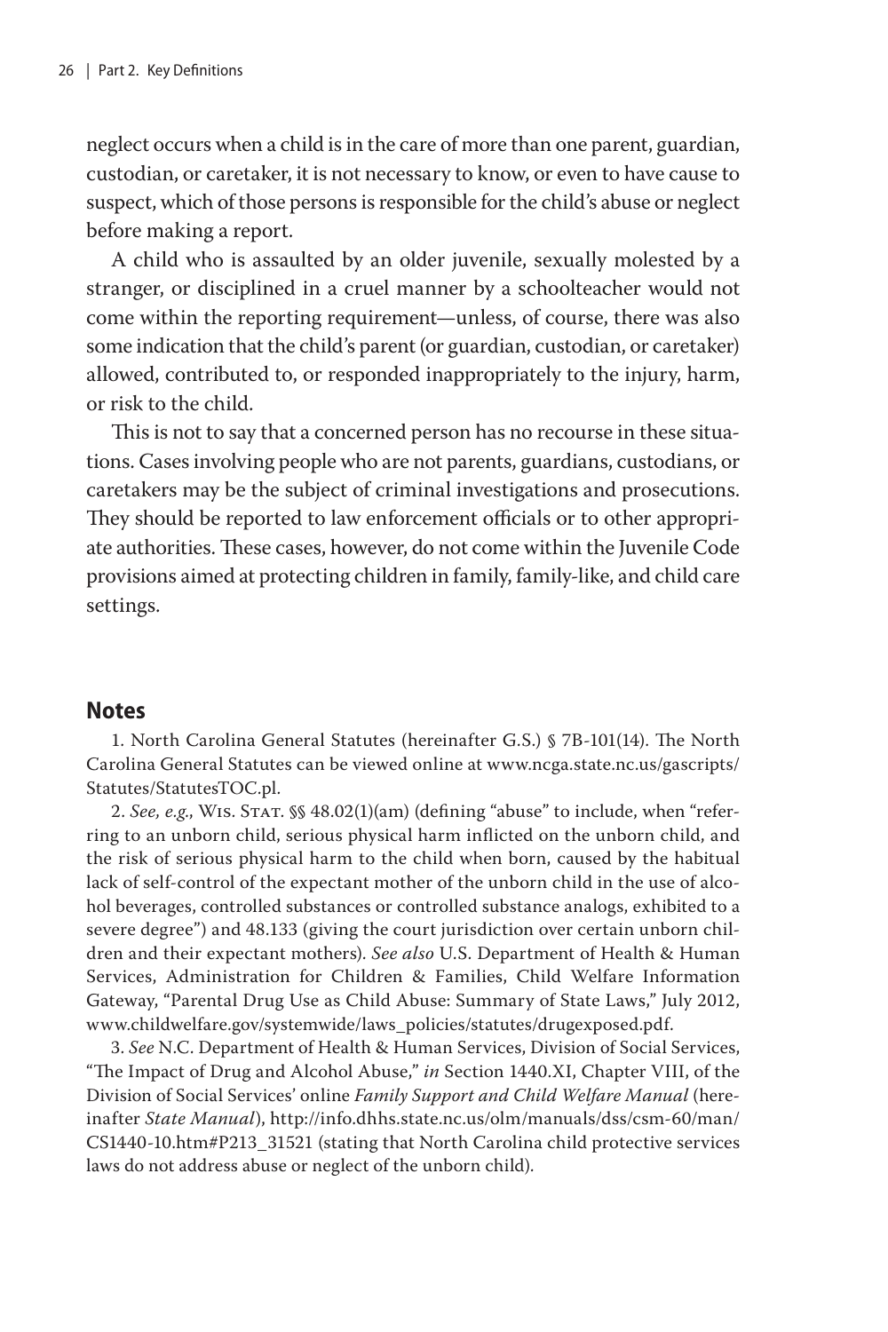neglect occurs when a child is in the care of more than one parent, guardian, custodian, or caretaker, it is not necessary to know, or even to have cause to suspect, which of those persons is responsible for the child's abuse or neglect before making a report.

A child who is assaulted by an older juvenile, sexually molested by a stranger, or disciplined in a cruel manner by a schoolteacher would not come within the reporting requirement—unless, of course, there was also some indication that the child's parent (or guardian, custodian, or caretaker) allowed, contributed to, or responded inappropriately to the injury, harm, or risk to the child.

This is not to say that a concerned person has no recourse in these situations. Cases involving people who are not parents, guardians, custodians, or caretakers may be the subject of criminal investigations and prosecutions. They should be reported to law enforcement officials or to other appropriate authorities. These cases, however, do not come within the Juvenile Code provisions aimed at protecting children in family, family-like, and child care settings.

## Notes

1. North Carolina General Statutes (hereinafter G.S.) § 7B-101(14). The North Carolina General Statutes can be viewed online at www.ncga.state.nc.us/gascripts/Statutes/StatutesTOC.pl.

2. *See, e.g.*, Wis. Stat. §§ 48.02(1)(am) (defining "abuse" to include, when "referring to an unborn child, serious physical harm inflicted on the unborn child, and the risk of serious physical harm to the child when born, caused by the habitual lack of self-control of the expectant mother of the unborn child in the use of alcohol beverages, controlled substances or controlled substance analogs, exhibited to a severe degree") and 48.133 (giving the court jurisdiction over certain unborn children and their expectant mothers). *See also* U.S. Department of Health & Human Services, Administration for Children & Families, Child Welfare Information Gateway, "Parental Drug Use as Child Abuse: Summary of State Laws," July 2012, www.childwelfare.gov/systemwide/laws_policies/statutes/drugexposed.pdf.

3. *See* N.C. Department of Health & Human Services, Division of Social Services, "The Impact of Drug and Alcohol Abuse," *in* Section 1440.XI, Chapter VIII, of the Division of Social Services' online *Family Support and Child Welfare Manual* (hereinafter *State Manual*), http://info.dhhs.state.nc.us/olm/manuals/dss/csm-60/man/CS1440-10.htm#P213_31521 (stating that North Carolina child protective services laws do not address abuse or neglect of the unborn child).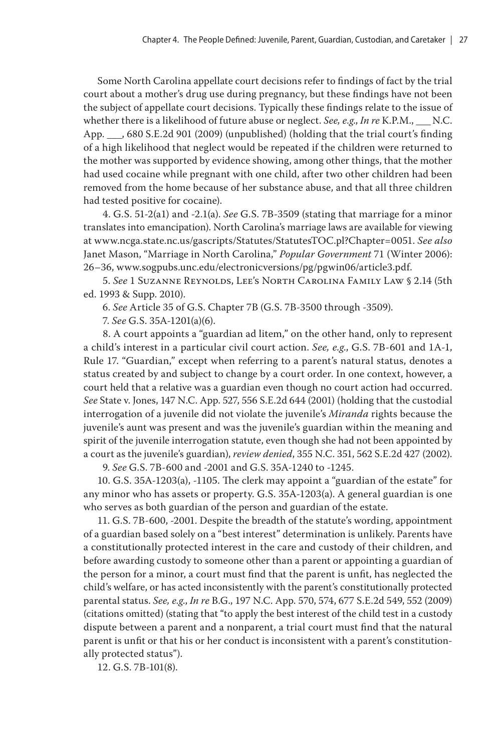Some North Carolina appellate court decisions refer to findings of fact by the trial court about a mother's drug use during pregnancy, but these findings have not been the subject of appellate court decisions. Typically these findings relate to the issue of whether there is a likelihood of future abuse or neglect. *See, e.g.*, *In re* K.P.M., ___ N.C. App. ___, 680 S.E.2d 901 (2009) (unpublished) (holding that the trial court's finding of a high likelihood that neglect would be repeated if the children were returned to the mother was supported by evidence showing, among other things, that the mother had used cocaine while pregnant with one child, after two other children had been removed from the home because of her substance abuse, and that all three children had tested positive for cocaine).

4. G.S. 51-2(a1) and -2.1(a). *See* G.S. 7B-3509 (stating that marriage for a minor translates into emancipation). North Carolina's marriage laws are available for viewing at www.ncga.state.nc.us/gascripts/Statutes/StatutesTOC.pl?Chapter=0051. *See also* Janet Mason, "Marriage in North Carolina," *Popular Government* 71 (Winter 2006): 26–36, www.sogpubs.unc.edu/electronicversions/pg/pgwin06/article3.pdf.

5. *See* 1 Suzanne Reynolds, Lee's North Carolina Family Law § 2.14 (5th ed. 1993 & Supp. 2010).

6. *See* Article 35 of G.S. Chapter 7B (G.S. 7B-3500 through -3509).

7. *See* G.S. 35A-1201(a)(6).

8. A court appoints a "guardian ad litem," on the other hand, only to represent a child's interest in a particular civil court action. *See, e.g.*, G.S. 7B-601 and 1A-1, Rule 17. "Guardian," except when referring to a parent's natural status, denotes a status created by and subject to change by a court order. In one context, however, a court held that a relative was a guardian even though no court action had occurred. *See* State v. Jones, 147 N.C. App. 527, 556 S.E.2d 644 (2001) (holding that the custodial interrogation of a juvenile did not violate the juvenile's *Miranda* rights because the juvenile's aunt was present and was the juvenile's guardian within the meaning and spirit of the juvenile interrogation statute, even though she had not been appointed by a court as the juvenile's guardian), *review denied*, 355 N.C. 351, 562 S.E.2d 427 (2002).

9. *See* G.S. 7B-600 and -2001 and G.S. 35A-1240 to -1245.

10. G.S. 35A-1203(a), -1105. The clerk may appoint a "guardian of the estate" for any minor who has assets or property. G.S. 35A-1203(a). A general guardian is one who serves as both guardian of the person and guardian of the estate.

11. G.S. 7B-600, -2001. Despite the breadth of the statute's wording, appointment of a guardian based solely on a "best interest" determination is unlikely. Parents have a constitutionally protected interest in the care and custody of their children, and before awarding custody to someone other than a parent or appointing a guardian of the person for a minor, a court must find that the parent is unfit, has neglected the child's welfare, or has acted inconsistently with the parent's constitutionally protected parental status. *See, e.g.*, *In re* B.G., 197 N.C. App. 570, 574, 677 S.E.2d 549, 552 (2009) (citations omitted) (stating that "to apply the best interest of the child test in a custody dispute between a parent and a nonparent, a trial court must find that the natural parent is unfit or that his or her conduct is inconsistent with a parent's constitutionally protected status").

12. G.S. 7B-101(8).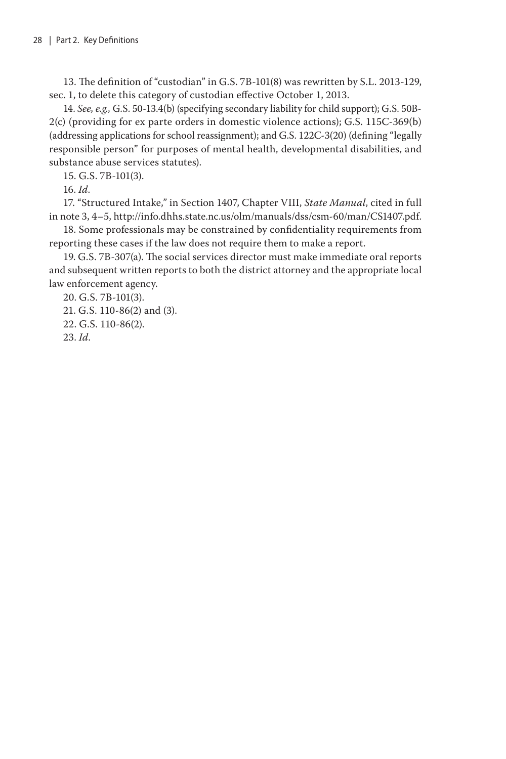13. The definition of "custodian" in G.S. 7B-101(8) was rewritten by S.L. 2013-129, sec. 1, to delete this category of custodian effective October 1, 2013.

14. *See, e.g.,* G.S. 50-13.4(b) (specifying secondary liability for child support); G.S. 50B-2(c) (providing for ex parte orders in domestic violence actions); G.S. 115C-369(b) (addressing applications for school reassignment); and G.S. 122C-3(20) (defining "legally responsible person" for purposes of mental health, developmental disabilities, and substance abuse services statutes).

15. G.S. 7B-101(3).

16. *Id.*

17. "Structured Intake," in Section 1407, Chapter VIII, *State Manual*, cited in full in note 3, 4–5, http://info.dhhs.state.nc.us/olm/manuals/dss/csm-60/man/CS1407.pdf.

18. Some professionals may be constrained by confidentiality requirements from reporting these cases if the law does not require them to make a report.

19. G.S. 7B-307(a). The social services director must make immediate oral reports and subsequent written reports to both the district attorney and the appropriate local law enforcement agency.

20. G.S. 7B-101(3).

21. G.S. 110-86(2) and (3).

22. G.S. 110-86(2).

23. *Id.*